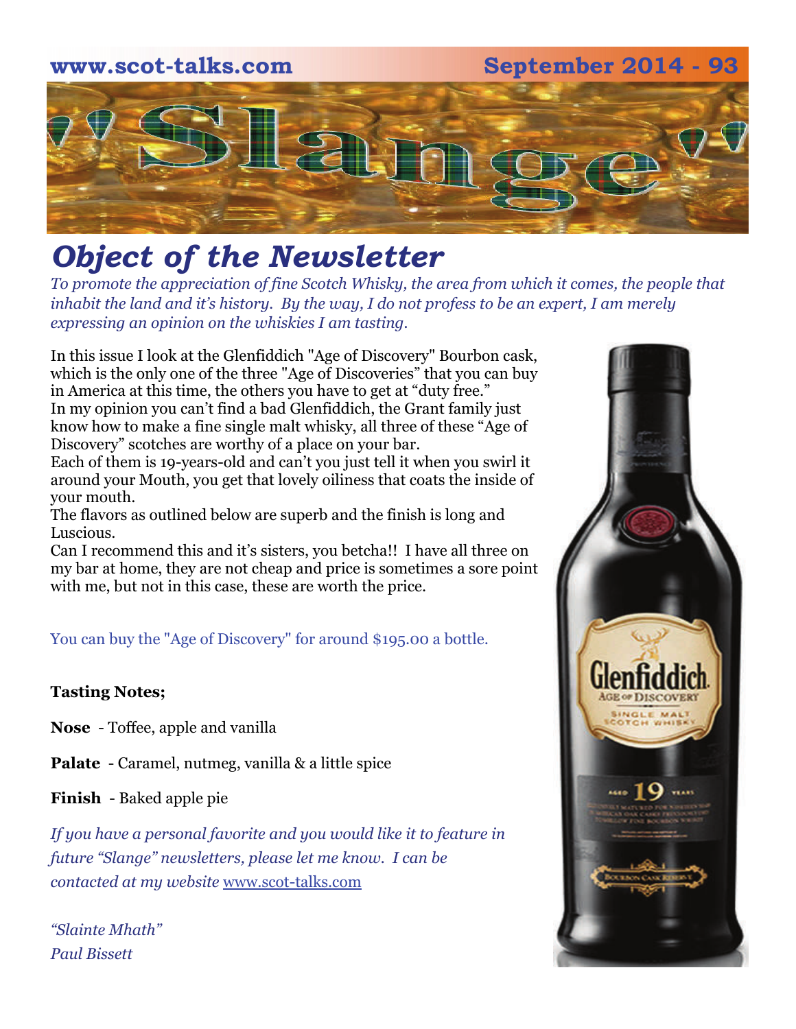www.scot-talks.com September 2014 - 93

# "Slange"

## *Object of the Newsletter*

*To promote the appreciation of fine Scotch Whisky, the area from which it comes, the people that inhabit the land and it's history. By the way, I do not profess to be an expert, I am merely expressing an opinion on the whiskies I am tasting.*

In this issue I look at the Glenfiddich "Age of Discovery" Bourbon cask, which is the only one of the three "Age of Discoveries" that you can buy in America at this time, the others you have to get at "duty free."
In my opinion you can't find a bad Glenfiddich, the Grant family just know how to make a fine single malt whisky, all three of these "Age of Discovery" scotches are worthy of a place on your bar.
Each of them is 19-years-old and can't you just tell it when you swirl it around your Mouth, you get that lovely oiliness that coats the inside of your mouth.
The flavors as outlined below are superb and the finish is long and Luscious.
Can I recommend this and it's sisters, you betcha!! I have all three on my bar at home, they are not cheap and price is sometimes a sore point with me, but not in this case, these are worth the price.

You can buy the "Age of Discovery" for around $195.00 a bottle.

**Tasting Notes;**

**Nose** - Toffee, apple and vanilla

**Palate** - Caramel, nutmeg, vanilla & a little spice

**Finish** - Baked apple pie

*If you have a personal favorite and you would like it to feature in future "Slange" newsletters, please let me know. I can be contacted at my website* www.scot-talks.com

*"Slainte Mhath"*
*Paul Bissett*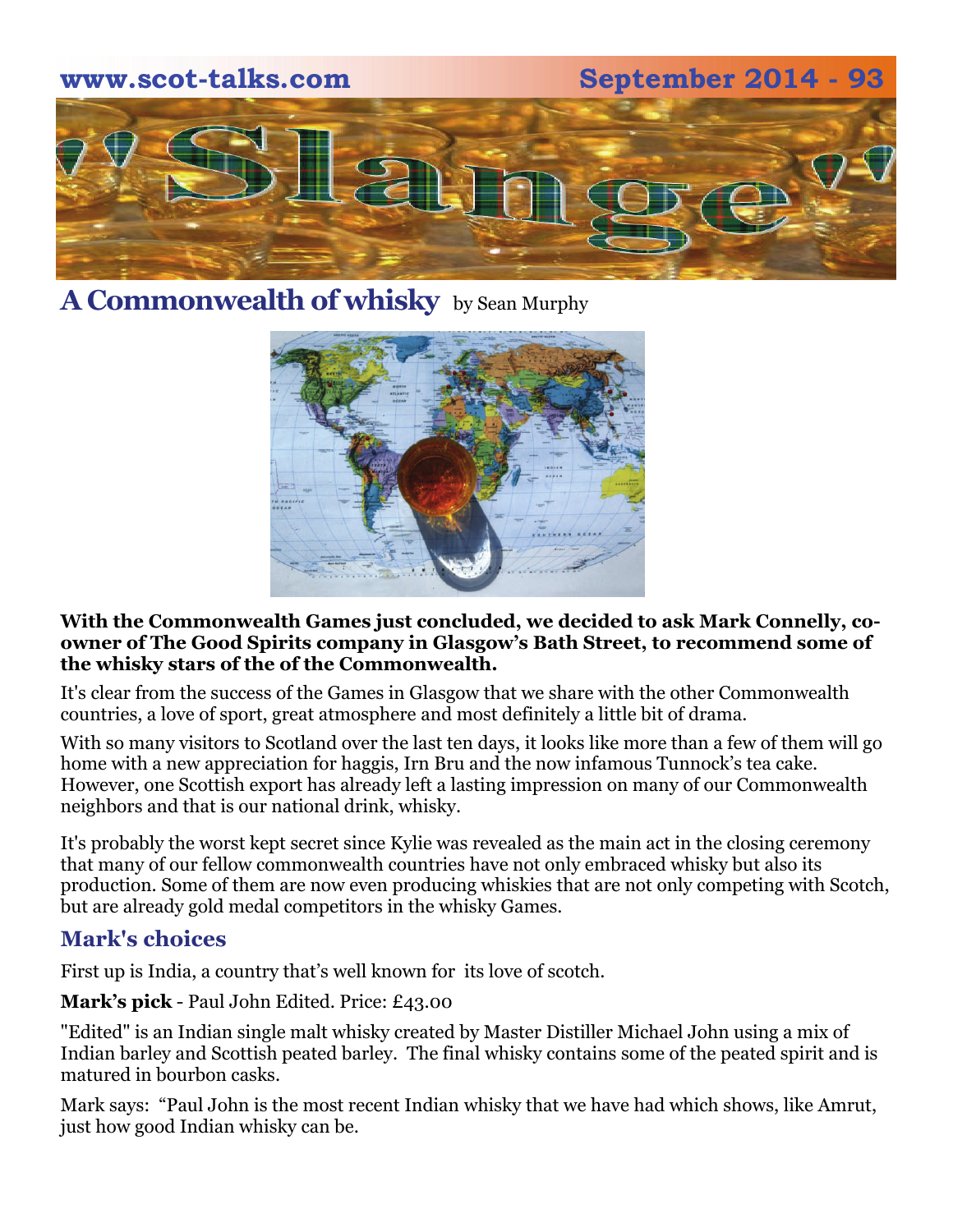## A Commonwealth of whisky

by Sean Murphy

**With the Commonwealth Games just concluded, we decided to ask Mark Connelly, co-owner of The Good Spirits company in Glasgow's Bath Street, to recommend some of the whisky stars of the of the Commonwealth.**

It's clear from the success of the Games in Glasgow that we share with the other Commonwealth countries, a love of sport, great atmosphere and most definitely a little bit of drama.

With so many visitors to Scotland over the last ten days, it looks like more than a few of them will go home with a new appreciation for haggis, Irn Bru and the now infamous Tunnock's tea cake. However, one Scottish export has already left a lasting impression on many of our Commonwealth neighbors and that is our national drink, whisky.

It's probably the worst kept secret since Kylie was revealed as the main act in the closing ceremony that many of our fellow commonwealth countries have not only embraced whisky but also its production. Some of them are now even producing whiskies that are not only competing with Scotch, but are already gold medal competitors in the whisky Games.

### Mark's choices

First up is India, a country that's well known for its love of scotch.

**Mark's pick** - Paul John Edited. Price: £43.00

"Edited" is an Indian single malt whisky created by Master Distiller Michael John using a mix of Indian barley and Scottish peated barley. The final whisky contains some of the peated spirit and is matured in bourbon casks.

Mark says: "Paul John is the most recent Indian whisky that we have had which shows, like Amrut, just how good Indian whisky can be.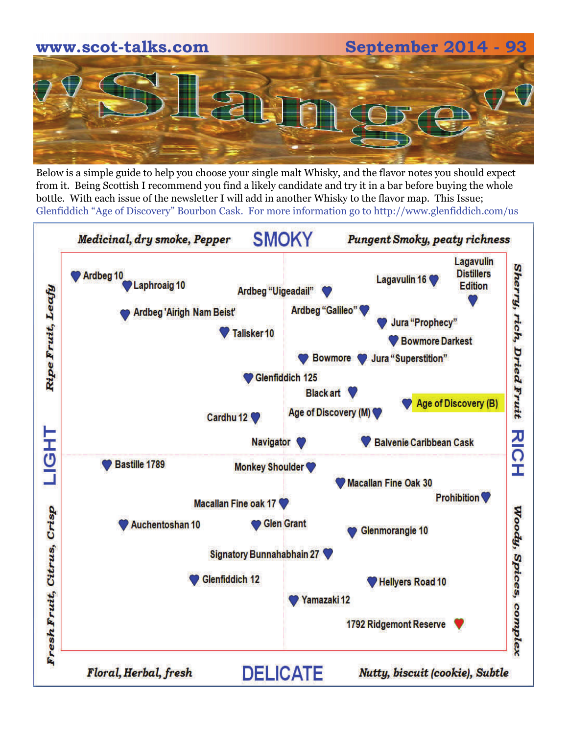# "Slange"

Below is a simple guide to help you choose your single malt Whisky, and the flavor notes you should expect from it. Being Scottish I recommend you find a likely candidate and try it in a bar before buying the whole bottle. With each issue of the newsletter I will add in another Whisky to the flavor map. This Issue; Glenfiddich "Age of Discovery" Bourbon Cask. For more information go to http://www.glenfiddich.com/us

**SMOKY**

*Medicinal, dry smoke, Pepper* — *Pungent Smoky, peaty richness*

Ardbeg 10
Laphroaig 10
Ardbeg "Uigeadail"
Lagavulin 16
Lagavulin Distillers Edition
Ardbeg 'Airigh Nam Beist'
Ardbeg "Galileo"
Jura "Prophecy"
Talisker 10
Bowmore Darkest
Bowmore
Jura "Superstition"
Glenfiddich 125
Black art
Age of Discovery (B)
Cardhu 12
Age of Discovery (M)
Navigator
Balvenie Caribbean Cask
Bastille 1789
Monkey Shoulder
Macallan Fine Oak 30
Prohibition
Macallan Fine oak 17
Auchentoshan 10
Glen Grant
Glenmorangie 10
Signatory Bunnahabhain 27
Glenfiddich 12
Hellyers Road 10
Yamazaki 12
1792 Ridgemont Reserve

**LIGHT** — *Ripe Fruit, Leafy* / *Fresh Fruit, Citrus, Crisp*

**RICH** — *Sherry, rich, Dried Fruit* / *Woody, Spices, complex*

*Floral, Herbal, fresh* — *Nutty, biscuit (cookie), Subtle*

**DELICATE**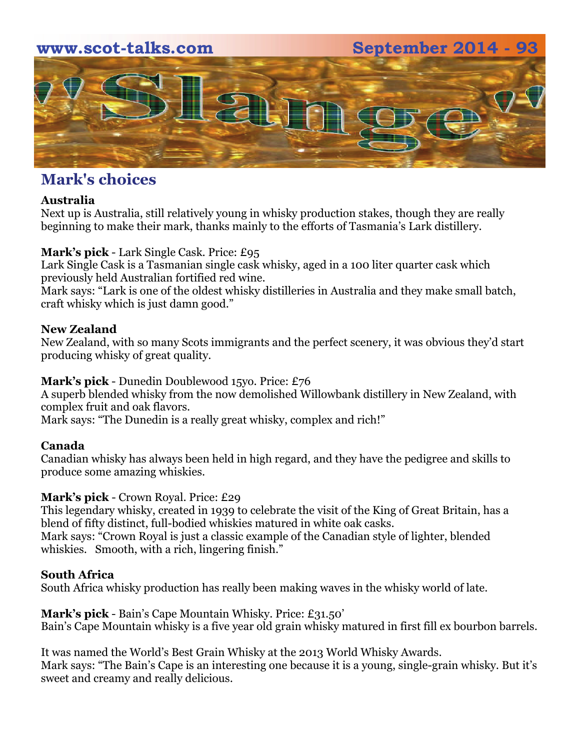## Mark's choices

**Australia**

Next up is Australia, still relatively young in whisky production stakes, though they are really beginning to make their mark, thanks mainly to the efforts of Tasmania's Lark distillery.

**Mark's pick** - Lark Single Cask. Price: £95

Lark Single Cask is a Tasmanian single cask whisky, aged in a 100 liter quarter cask which previously held Australian fortified red wine.

Mark says: "Lark is one of the oldest whisky distilleries in Australia and they make small batch, craft whisky which is just damn good."

**New Zealand**

New Zealand, with so many Scots immigrants and the perfect scenery, it was obvious they'd start producing whisky of great quality.

**Mark's pick** - Dunedin Doublewood 15yo. Price: £76

A superb blended whisky from the now demolished Willowbank distillery in New Zealand, with complex fruit and oak flavors.

Mark says: "The Dunedin is a really great whisky, complex and rich!"

**Canada**

Canadian whisky has always been held in high regard, and they have the pedigree and skills to produce some amazing whiskies.

**Mark's pick** - Crown Royal. Price: £29

This legendary whisky, created in 1939 to celebrate the visit of the King of Great Britain, has a blend of fifty distinct, full-bodied whiskies matured in white oak casks.

Mark says: "Crown Royal is just a classic example of the Canadian style of lighter, blended whiskies. Smooth, with a rich, lingering finish."

**South Africa**

South Africa whisky production has really been making waves in the whisky world of late.

**Mark's pick** - Bain's Cape Mountain Whisky. Price: £31.50'

Bain's Cape Mountain whisky is a five year old grain whisky matured in first fill ex bourbon barrels.

It was named the World's Best Grain Whisky at the 2013 World Whisky Awards.

Mark says: "The Bain's Cape is an interesting one because it is a young, single-grain whisky. But it's sweet and creamy and really delicious.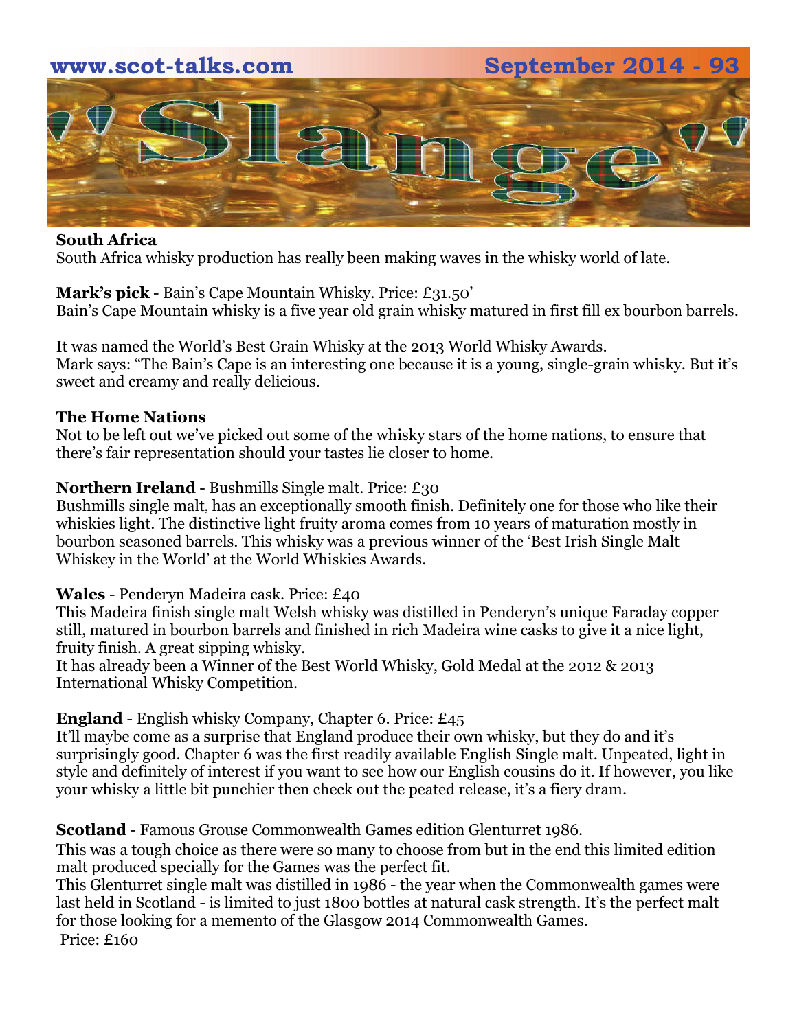**South Africa**
South Africa whisky production has really been making waves in the whisky world of late.

**Mark's pick** - Bain's Cape Mountain Whisky. Price: £31.50'
Bain's Cape Mountain whisky is a five year old grain whisky matured in first fill ex bourbon barrels.

It was named the World's Best Grain Whisky at the 2013 World Whisky Awards.
Mark says: "The Bain's Cape is an interesting one because it is a young, single-grain whisky. But it's sweet and creamy and really delicious.

**The Home Nations**
Not to be left out we've picked out some of the whisky stars of the home nations, to ensure that there's fair representation should your tastes lie closer to home.

**Northern Ireland** - Bushmills Single malt. Price: £30
Bushmills single malt, has an exceptionally smooth finish. Definitely one for those who like their whiskies light. The distinctive light fruity aroma comes from 10 years of maturation mostly in bourbon seasoned barrels. This whisky was a previous winner of the 'Best Irish Single Malt Whiskey in the World' at the World Whiskies Awards.

**Wales** - Penderyn Madeira cask. Price: £40
This Madeira finish single malt Welsh whisky was distilled in Penderyn's unique Faraday copper still, matured in bourbon barrels and finished in rich Madeira wine casks to give it a nice light, fruity finish. A great sipping whisky.
It has already been a Winner of the Best World Whisky, Gold Medal at the 2012 & 2013 International Whisky Competition.

**England** - English whisky Company, Chapter 6. Price: £45
It'll maybe come as a surprise that England produce their own whisky, but they do and it's surprisingly good. Chapter 6 was the first readily available English Single malt. Unpeated, light in style and definitely of interest if you want to see how our English cousins do it. If however, you like your whisky a little bit punchier then check out the peated release, it's a fiery dram.

**Scotland** - Famous Grouse Commonwealth Games edition Glenturret 1986.
This was a tough choice as there were so many to choose from but in the end this limited edition malt produced specially for the Games was the perfect fit.
This Glenturret single malt was distilled in 1986 - the year when the Commonwealth games were last held in Scotland - is limited to just 1800 bottles at natural cask strength. It's the perfect malt for those looking for a memento of the Glasgow 2014 Commonwealth Games.
Price: £160